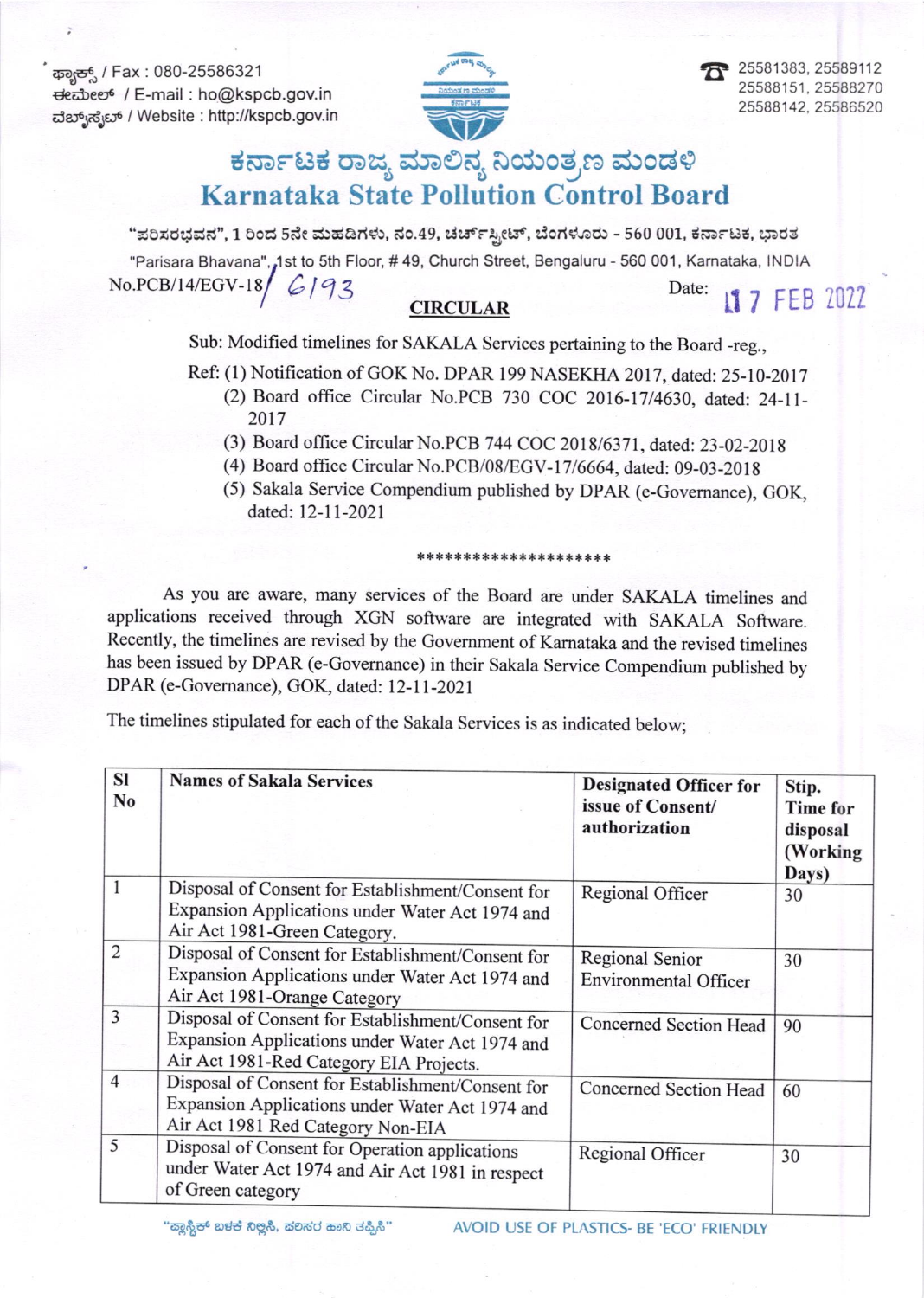ಫ್ಯಾಕ್ಸ್ / Fax : 080-25586321
ಈಮೇಲ್ / E-mail : ho@kspcb.gov.in
ವೆಬ್‌ಸೈಟ್ / Website : http://kspcb.gov.in

25581383, 25589112
25588151, 25588270
25588142, 25586520

# ಕರ್ನಾಟಕ ರಾಜ್ಯ ಮಾಲಿನ್ಯ ನಿಯಂತ್ರಣ ಮಂಡಳಿ
# Karnataka State Pollution Control Board

"ಪರಿಸರಭವನ", 1 ರಿಂದ 5ನೇ ಮಹಡಿಗಳು, ನಂ.49, ಚರ್ಚ್‌ಸ್ಟ್ರೀಟ್, ಬೆಂಗಳೂರು - 560 001, ಕರ್ನಾಟಕ, ಭಾರತ

"Parisara Bhavana", 1st to 5th Floor, # 49, Church Street, Bengaluru - 560 001, Karnataka, INDIA

No.PCB/14/EGV-18/ 6193 Date: 17 FEB 2022

## CIRCULAR

Sub: Modified timelines for SAKALA Services pertaining to the Board -reg.,

Ref: (1) Notification of GOK No. DPAR 199 NASEKHA 2017, dated: 25-10-2017
(2) Board office Circular No.PCB 730 COC 2016-17/4630, dated: 24-11-2017
(3) Board office Circular No.PCB 744 COC 2018/6371, dated: 23-02-2018
(4) Board office Circular No.PCB/08/EGV-17/6664, dated: 09-03-2018
(5) Sakala Service Compendium published by DPAR (e-Governance), GOK, dated: 12-11-2021

*********************

As you are aware, many services of the Board are under SAKALA timelines and applications received through XGN software are integrated with SAKALA Software. Recently, the timelines are revised by the Government of Karnataka and the revised timelines has been issued by DPAR (e-Governance) in their Sakala Service Compendium published by DPAR (e-Governance), GOK, dated: 12-11-2021

The timelines stipulated for each of the Sakala Services is as indicated below;

| Sl No | Names of Sakala Services | Designated Officer for issue of Consent/ authorization | Stip. Time for disposal (Working Days) |
|---|---|---|---|
| 1 | Disposal of Consent for Establishment/Consent for Expansion Applications under Water Act 1974 and Air Act 1981-Green Category. | Regional Officer | 30 |
| 2 | Disposal of Consent for Establishment/Consent for Expansion Applications under Water Act 1974 and Air Act 1981-Orange Category | Regional Senior Environmental Officer | 30 |
| 3 | Disposal of Consent for Establishment/Consent for Expansion Applications under Water Act 1974 and Air Act 1981-Red Category EIA Projects. | Concerned Section Head | 90 |
| 4 | Disposal of Consent for Establishment/Consent for Expansion Applications under Water Act 1974 and Air Act 1981 Red Category Non-EIA | Concerned Section Head | 60 |
| 5 | Disposal of Consent for Operation applications under Water Act 1974 and Air Act 1981 in respect of Green category | Regional Officer | 30 |

"ಪ್ಲಾಸ್ಟಿಕ್ ಬಳಕೆ ನಿಲ್ಲಿಸಿ, ಪರಿಸರ ಹಾನಿ ತಪ್ಪಿಸಿ" AVOID USE OF PLASTICS- BE 'ECO' FRIENDLY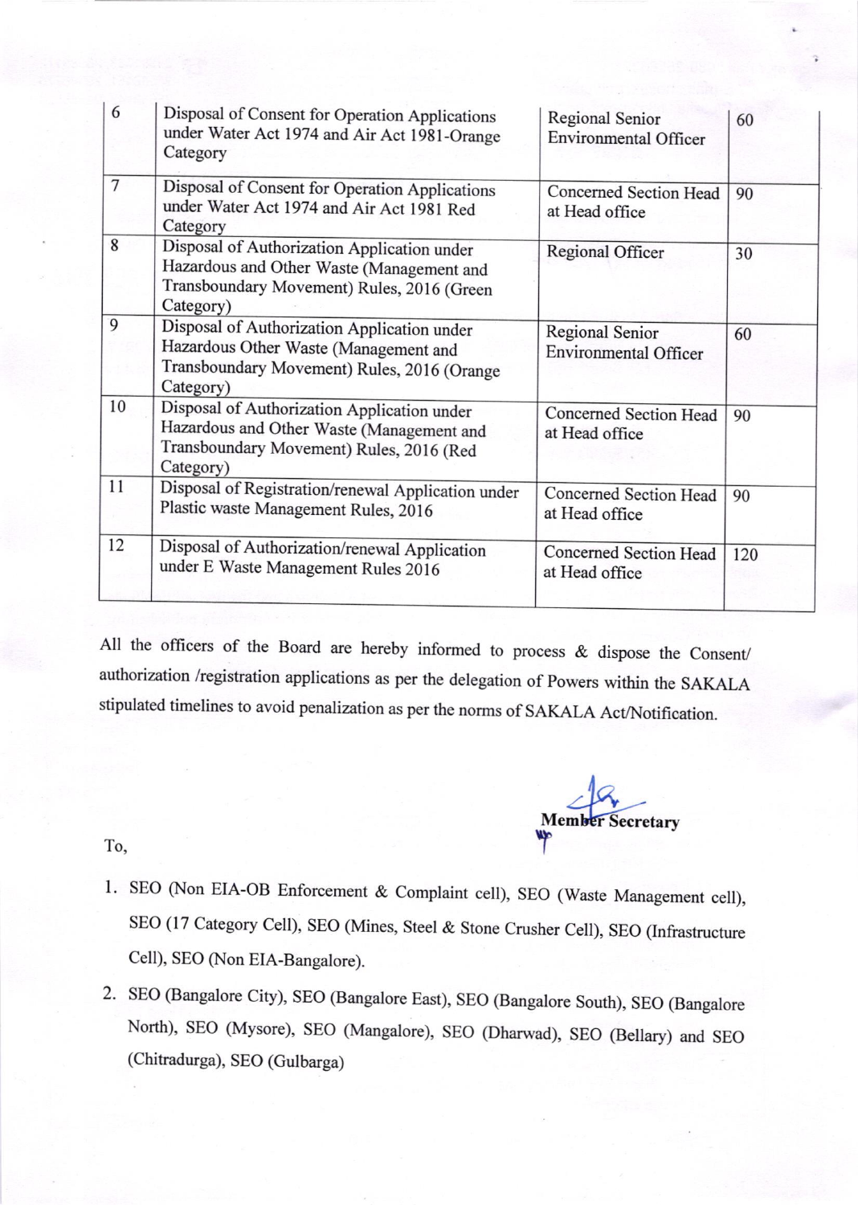| 6 | Disposal of Consent for Operation Applications under Water Act 1974 and Air Act 1981-Orange Category | Regional Senior Environmental Officer | 60 |
|---|---|---|---|
| 7 | Disposal of Consent for Operation Applications under Water Act 1974 and Air Act 1981 Red Category | Concerned Section Head at Head office | 90 |
| 8 | Disposal of Authorization Application under Hazardous and Other Waste (Management and Transboundary Movement) Rules, 2016 (Green Category) | Regional Officer | 30 |
| 9 | Disposal of Authorization Application under Hazardous Other Waste (Management and Transboundary Movement) Rules, 2016 (Orange Category) | Regional Senior Environmental Officer | 60 |
| 10 | Disposal of Authorization Application under Hazardous and Other Waste (Management and Transboundary Movement) Rules, 2016 (Red Category) | Concerned Section Head at Head office | 90 |
| 11 | Disposal of Registration/renewal Application under Plastic waste Management Rules, 2016 | Concerned Section Head at Head office | 90 |
| 12 | Disposal of Authorization/renewal Application under E Waste Management Rules 2016 | Concerned Section Head at Head office | 120 |

All the officers of the Board are hereby informed to process & dispose the Consent/ authorization /registration applications as per the delegation of Powers within the SAKALA stipulated timelines to avoid penalization as per the norms of SAKALA Act/Notification.

**Member Secretary**

To,

1. SEO (Non EIA-OB Enforcement & Complaint cell), SEO (Waste Management cell), SEO (17 Category Cell), SEO (Mines, Steel & Stone Crusher Cell), SEO (Infrastructure Cell), SEO (Non EIA-Bangalore).
2. SEO (Bangalore City), SEO (Bangalore East), SEO (Bangalore South), SEO (Bangalore North), SEO (Mysore), SEO (Mangalore), SEO (Dharwad), SEO (Bellary) and SEO (Chitradurga), SEO (Gulbarga)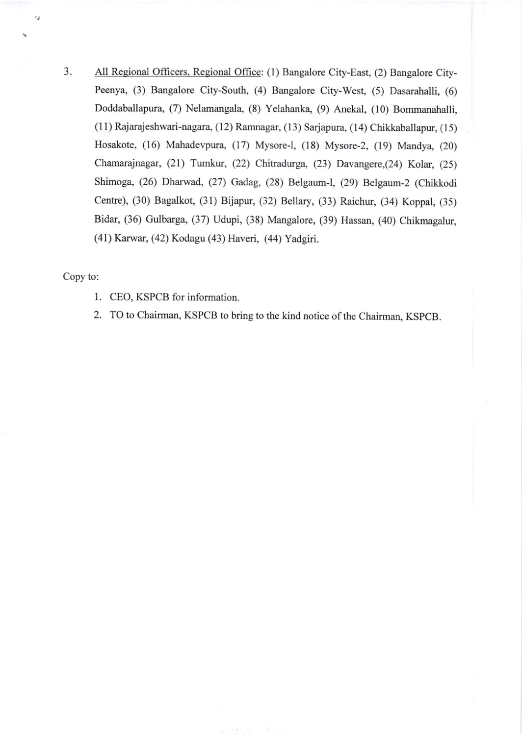3. <u>All Regional Officers, Regional Office</u>: (1) Bangalore City-East, (2) Bangalore City-Peenya, (3) Bangalore City-South, (4) Bangalore City-West, (5) Dasarahalli, (6) Doddaballapura, (7) Nelamangala, (8) Yelahanka, (9) Anekal, (10) Bommanahalli, (11) Rajarajeshwari-nagara, (12) Ramnagar, (13) Sarjapura, (14) Chikkaballapur, (15) Hosakote, (16) Mahadevpura, (17) Mysore-l, (18) Mysore-2, (19) Mandya, (20) Chamarajnagar, (21) Tumkur, (22) Chitradurga, (23) Davangere,(24) Kolar, (25) Shimoga, (26) Dharwad, (27) Gadag, (28) Belgaum-l, (29) Belgaum-2 (Chikkodi Centre), (30) Bagalkot, (31) Bijapur, (32) Bellary, (33) Raichur, (34) Koppal, (35) Bidar, (36) Gulbarga, (37) Udupi, (38) Mangalore, (39) Hassan, (40) Chikmagalur, (41) Karwar, (42) Kodagu (43) Haveri, (44) Yadgiri.

Copy to:

1. CEO, KSPCB for information.
2. TO to Chairman, KSPCB to bring to the kind notice of the Chairman, KSPCB.